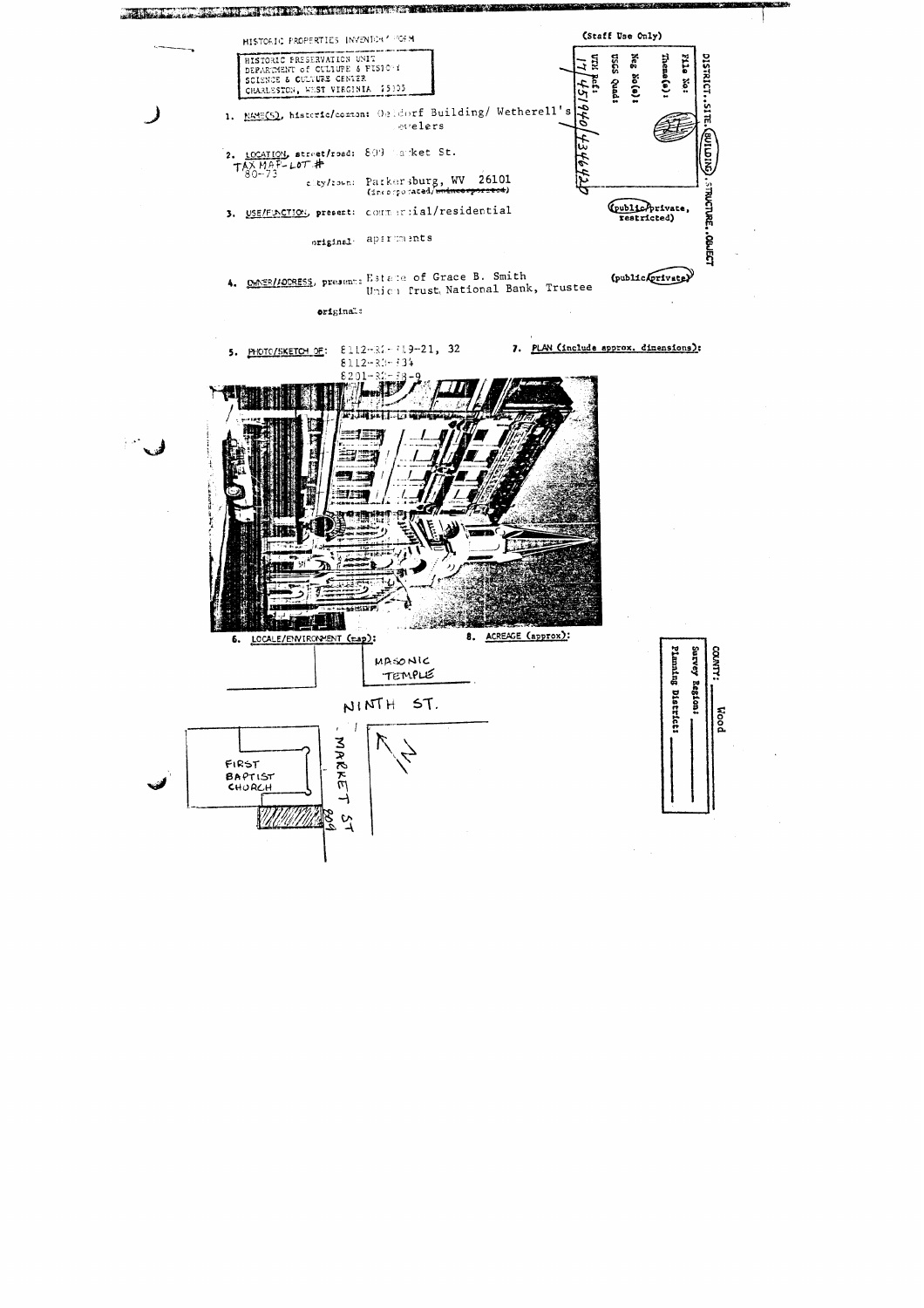HISTORIC PROPERTIES INVENTORY FORM

HISTORIC PRESERVATION UNIT
DEPARTMENT of CULTURE & HISTORY
SCIENCE & CULTURE CENTER
CHARLESTON, WEST VIRGINIA 25305

(Staff Use Only)

DISTRICT, SITE, (BUILDING), STRUCTURE, OBJECT

File No:
Theme(s):
Neg No(s):
USGS Quad:
UTM Ref: 17 451940 4346420

(public/private, restricted)

1. NAME(S), historic/common: Oeldorf Building/ Wetherell's Jewelers

2. LOCATION, street/road: 809 Market St.
TAX MAP-LOT # 80-73
city/town: Parkersburg, WV 26101
(incorporated/~~unincorporated~~)

3. USE/FUNCTION, present: commercial/residential

original: apartments

4. OWNER/ADDRESS, present: Estate of Grace B. Smith
Union Trust National Bank, Trustee

(public/(private))

original:

5. PHOTO/SKETCH OF: 8112-32-#19-21, 32
8112-32-#34
8201-32-#8-9

7. PLAN (include approx. dimensions):

6. LOCALE/ENVIRONMENT (map):

MASONIC TEMPLE

NINTH ST.

FIRST BAPTIST CHURCH

MARKET ST

809

N

8. ACREAGE (approx):

COUNTY: Wood
Survey Region:
Planning District: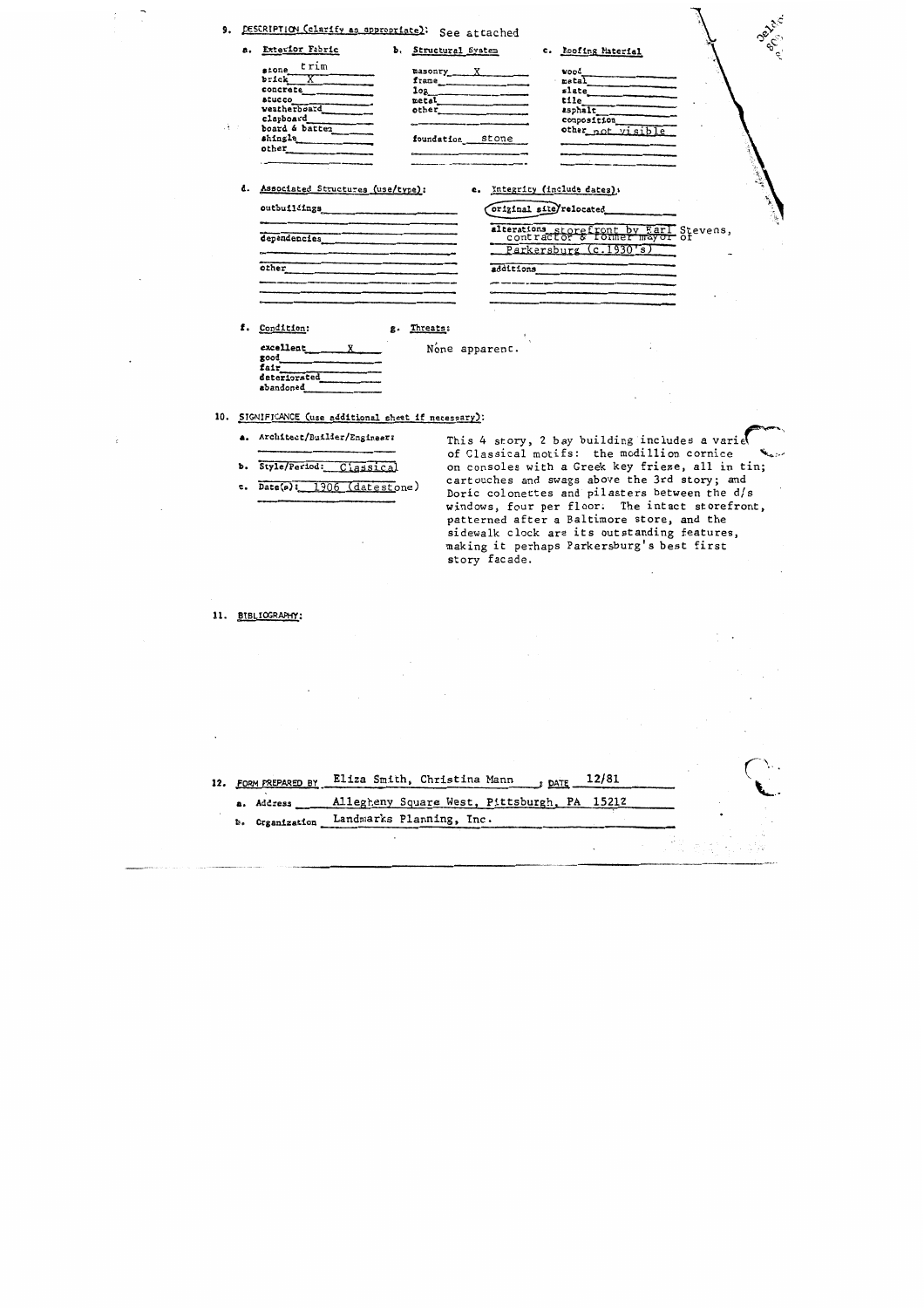9. DESCRIPTION (clarify as appropriate): See attached

a. Exterior Fabric

- stone trim
- brick X
- concrete
- stucco
- weatherboard
- clapboard
- board & batten
- shingle
- other

b. Structural System

- masonry X
- frame
- log
- metal
- other
- foundation stone

c. Roofing Material

- wood
- metal
- slate
- tile
- asphalt
- composition
- other not visible

d. Associated Structures (use/type):

- outbuildings
- dependencies
- other

e. Integrity (include dates):

- (original site) relocated
- alterations storefront by Earl Stevens, contractor & former mayor of Parkersburg (c.1930's)
- additions

f. Condition:

- excellent X
- good
- fair
- deteriorated
- abandoned

g. Threats:

None apparent.

10. SIGNIFICANCE (use additional sheet if necessary):

a. Architect/Builder/Engineer:

b. Style/Period: Classical

c. Date(s): 1906 (datestone)

This 4 story, 2 bay building includes a variety of Classical motifs: the modillion cornice on consoles with a Greek key frieze, all in tin; cartouches and swags above the 3rd story; and Doric colonettes and pilasters between the d/s windows, four per floor. The intact storefront, patterned after a Baltimore store, and the sidewalk clock are its outstanding features, making it perhaps Parkersburg's best first story facade.

11. BIBLIOGRAPHY:

12. FORM PREPARED BY Eliza Smith, Christina Mann ; DATE 12/81

a. Address Allegheny Square West, Pittsburgh, PA 15212

b. Organization Landmarks Planning, Inc.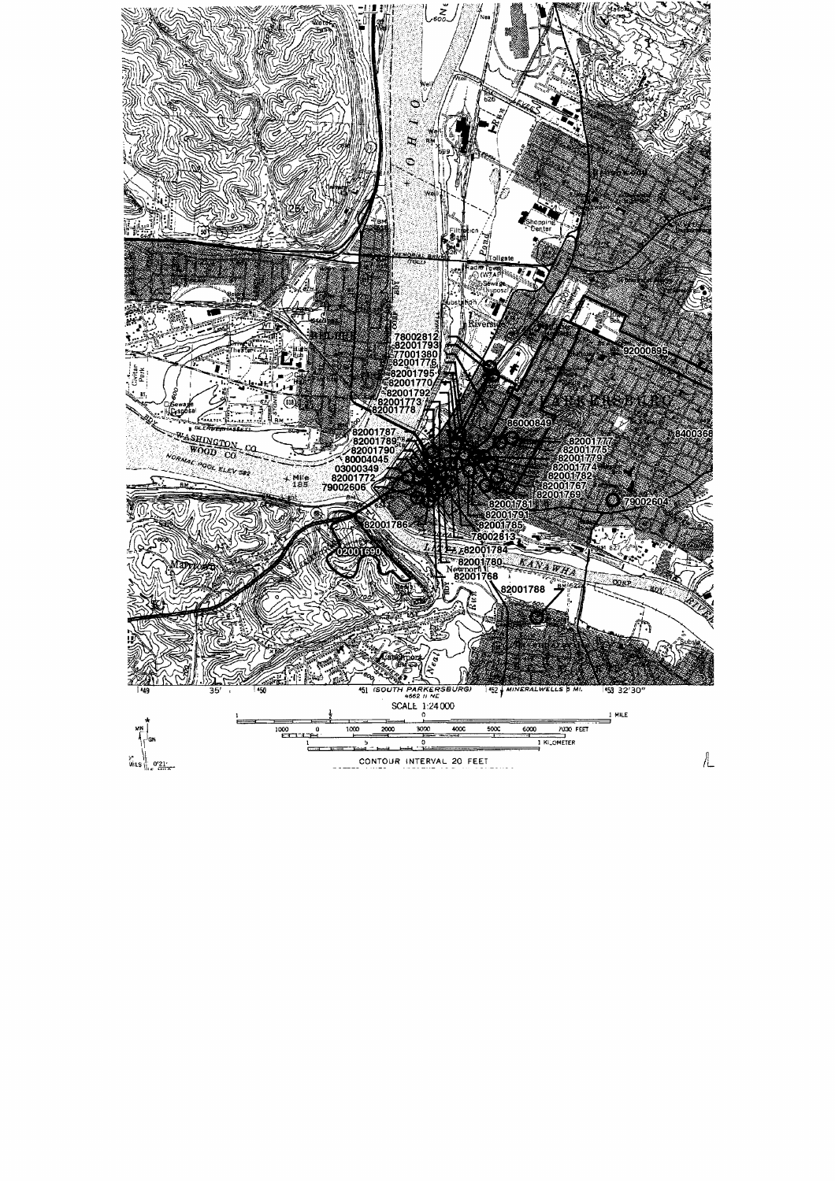78002812
82001793
77001380
82001776
82001795
82001770
82001792
82001773
82001778
82001787
82001789
82001790
80004045
03000349
82001772
79002606
82001786
02001690
92000895
86000849
8400368
82001777
82001775
82001779
82001774
82001782
82001767
82001769
79002604
82001781
82001791
82001785
78002813
82001784
82001780
82001768
82001788

OHIO
WASHINGTON CO
WOOD CO
NORMAL POOL ELEV 582
Mile 185
BELPRE
PARKERSBURG
KANAWHA
RIVER
Riverside
Tollgate
Shopping Center
Sewage Disposal
Substation
Marrtown
Newport
Lakeview
Civitan Park

449 35' 450 451 (SOUTH PARKERSBURG) 4562 II NE 452 MINERALWELLS 5 MI. 453 32'30"

SCALE 1:24 000

1 ½ 0 1 MILE

1000 0 1000 2000 3000 4000 5000 6000 7000 FEET

1 .5 0 1 KILOMETER

CONTOUR INTERVAL 20 FEET

MN
GN
0°21'